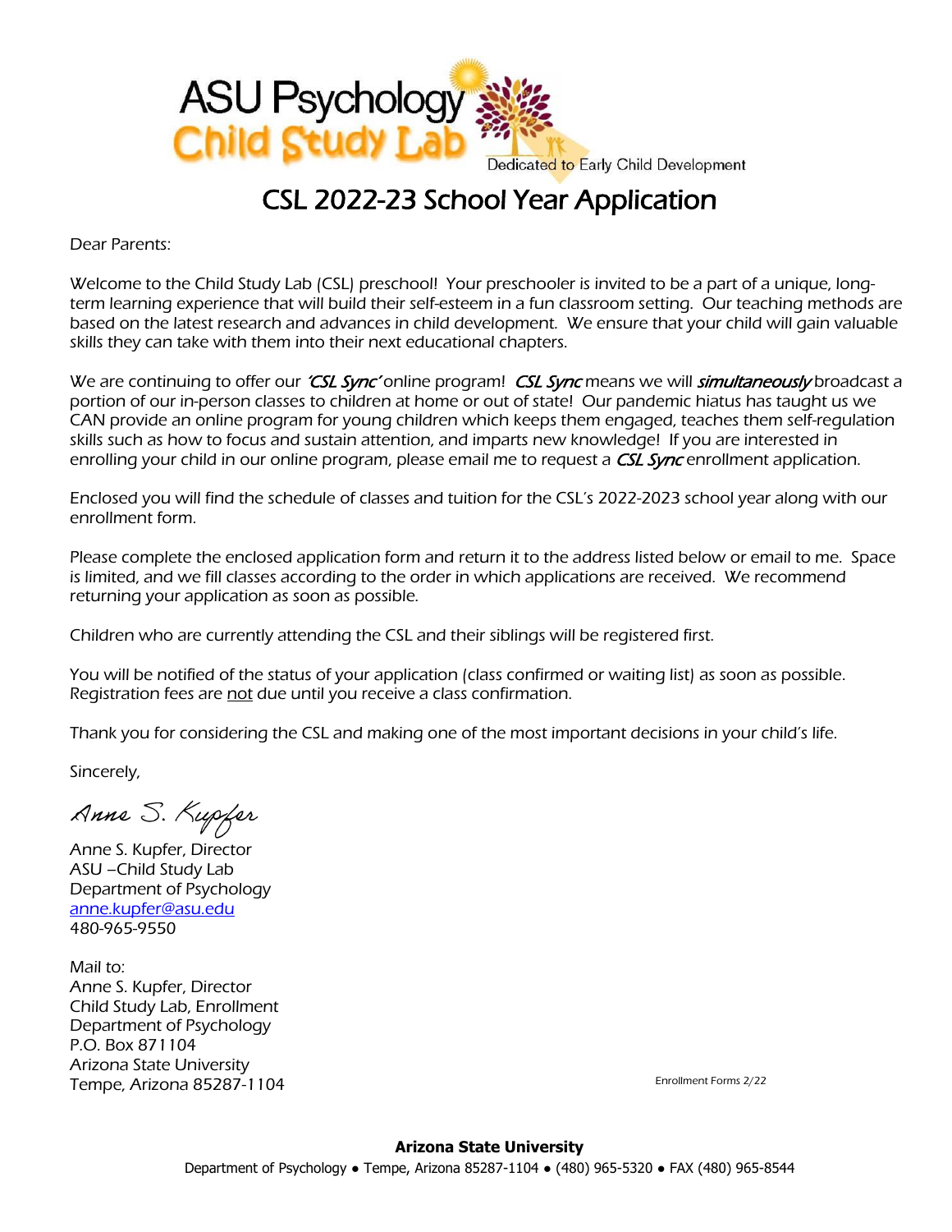ASU Psychology Child Study Lab

Dedicated to Early Child Development

# CSL 2022-23 School Year Application

Dear Parents:

Welcome to the Child Study Lab (CSL) preschool! Your preschooler is invited to be a part of a unique, long-term learning experience that will build their self-esteem in a fun classroom setting. Our teaching methods are based on the latest research and advances in child development. We ensure that your child will gain valuable skills they can take with them into their next educational chapters.

We are continuing to offer our *'CSL Sync'* online program! *CSL Sync* means we will ***simultaneously*** broadcast a portion of our in-person classes to children at home or out of state! Our pandemic hiatus has taught us we CAN provide an online program for young children which keeps them engaged, teaches them self-regulation skills such as how to focus and sustain attention, and imparts new knowledge! If you are interested in enrolling your child in our online program, please email me to request a *CSL Sync* enrollment application.

Enclosed you will find the schedule of classes and tuition for the CSL's 2022-2023 school year along with our enrollment form.

Please complete the enclosed application form and return it to the address listed below or email to me. Space is limited, and we fill classes according to the order in which applications are received. We recommend returning your application as soon as possible.

Children who are currently attending the CSL and their siblings will be registered first.

You will be notified of the status of your application (class confirmed or waiting list) as soon as possible. Registration fees are not due until you receive a class confirmation.

Thank you for considering the CSL and making one of the most important decisions in your child's life.

Sincerely,

*Anne S. Kupfer*

Anne S. Kupfer, Director
ASU –Child Study Lab
Department of Psychology
anne.kupfer@asu.edu
480-965-9550

Mail to:
Anne S. Kupfer, Director
Child Study Lab, Enrollment
Department of Psychology
P.O. Box 871104
Arizona State University
Tempe, Arizona 85287-1104

Enrollment Forms 2/22

**Arizona State University**
Department of Psychology ● Tempe, Arizona 85287-1104 ● (480) 965-5320 ● FAX (480) 965-8544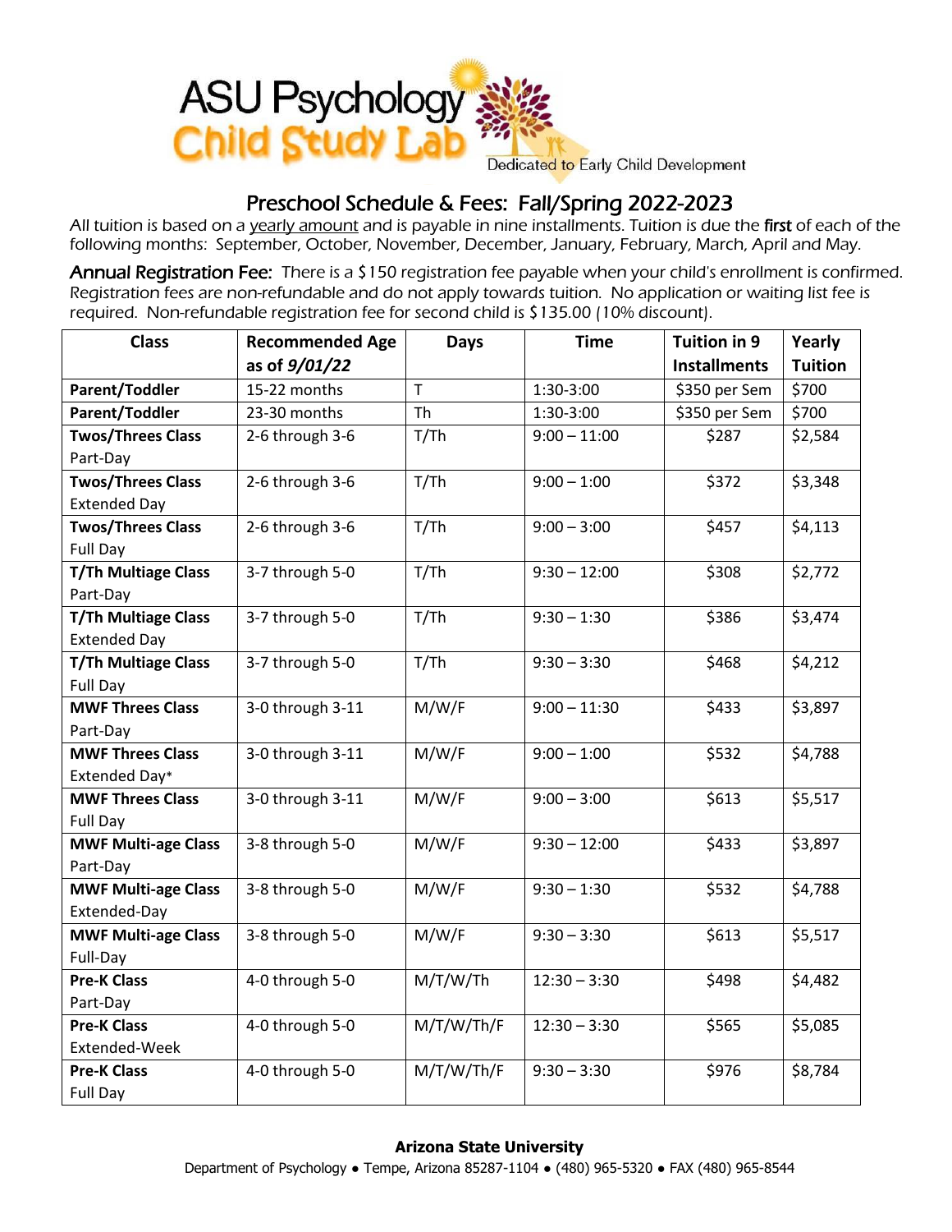# ASU Psychology Child Study Lab

Dedicated to Early Child Development

## Preschool Schedule & Fees: Fall/Spring 2022-2023

All tuition is based on a yearly amount and is payable in nine installments. Tuition is due the **first** of each of the following months: September, October, November, December, January, February, March, April and May.

**Annual Registration Fee:** There is a $150 registration fee payable when your child's enrollment is confirmed. Registration fees are non-refundable and do not apply towards tuition. No application or waiting list fee is required. Non-refundable registration fee for second child is $135.00 (10% discount).

| Class | Recommended Age as of *9/01/22* | Days | Time | Tuition in 9 Installments | Yearly Tuition |
|---|---|---|---|---|---|
| **Parent/Toddler** | 15-22 months | T | 1:30-3:00 | $350 per Sem | $700 |
| **Parent/Toddler** | 23-30 months | Th | 1:30-3:00 | $350 per Sem | $700 |
| **Twos/Threes Class** Part-Day | 2-6 through 3-6 | T/Th | 9:00 – 11:00 | $287 | $2,584 |
| **Twos/Threes Class** Extended Day | 2-6 through 3-6 | T/Th | 9:00 – 1:00 | $372 | $3,348 |
| **Twos/Threes Class** Full Day | 2-6 through 3-6 | T/Th | 9:00 – 3:00 | $457 | $4,113 |
| **T/Th Multiage Class** Part-Day | 3-7 through 5-0 | T/Th | 9:30 – 12:00 | $308 | $2,772 |
| **T/Th Multiage Class** Extended Day | 3-7 through 5-0 | T/Th | 9:30 – 1:30 | $386 | $3,474 |
| **T/Th Multiage Class** Full Day | 3-7 through 5-0 | T/Th | 9:30 – 3:30 | $468 | $4,212 |
| **MWF Threes Class** Part-Day | 3-0 through 3-11 | M/W/F | 9:00 – 11:30 | $433 | $3,897 |
| **MWF Threes Class** Extended Day* | 3-0 through 3-11 | M/W/F | 9:00 – 1:00 | $532 | $4,788 |
| **MWF Threes Class** Full Day | 3-0 through 3-11 | M/W/F | 9:00 – 3:00 | $613 | $5,517 |
| **MWF Multi-age Class** Part-Day | 3-8 through 5-0 | M/W/F | 9:30 – 12:00 | $433 | $3,897 |
| **MWF Multi-age Class** Extended-Day | 3-8 through 5-0 | M/W/F | 9:30 – 1:30 | $532 | $4,788 |
| **MWF Multi-age Class** Full-Day | 3-8 through 5-0 | M/W/F | 9:30 – 3:30 | $613 | $5,517 |
| **Pre-K Class** Part-Day | 4-0 through 5-0 | M/T/W/Th | 12:30 – 3:30 | $498 | $4,482 |
| **Pre-K Class** Extended-Week | 4-0 through 5-0 | M/T/W/Th/F | 12:30 – 3:30 | $565 | $5,085 |
| **Pre-K Class** Full Day | 4-0 through 5-0 | M/T/W/Th/F | 9:30 – 3:30 | $976 | $8,784 |

**Arizona State University**

Department of Psychology • Tempe, Arizona 85287-1104 • (480) 965-5320 • FAX (480) 965-8544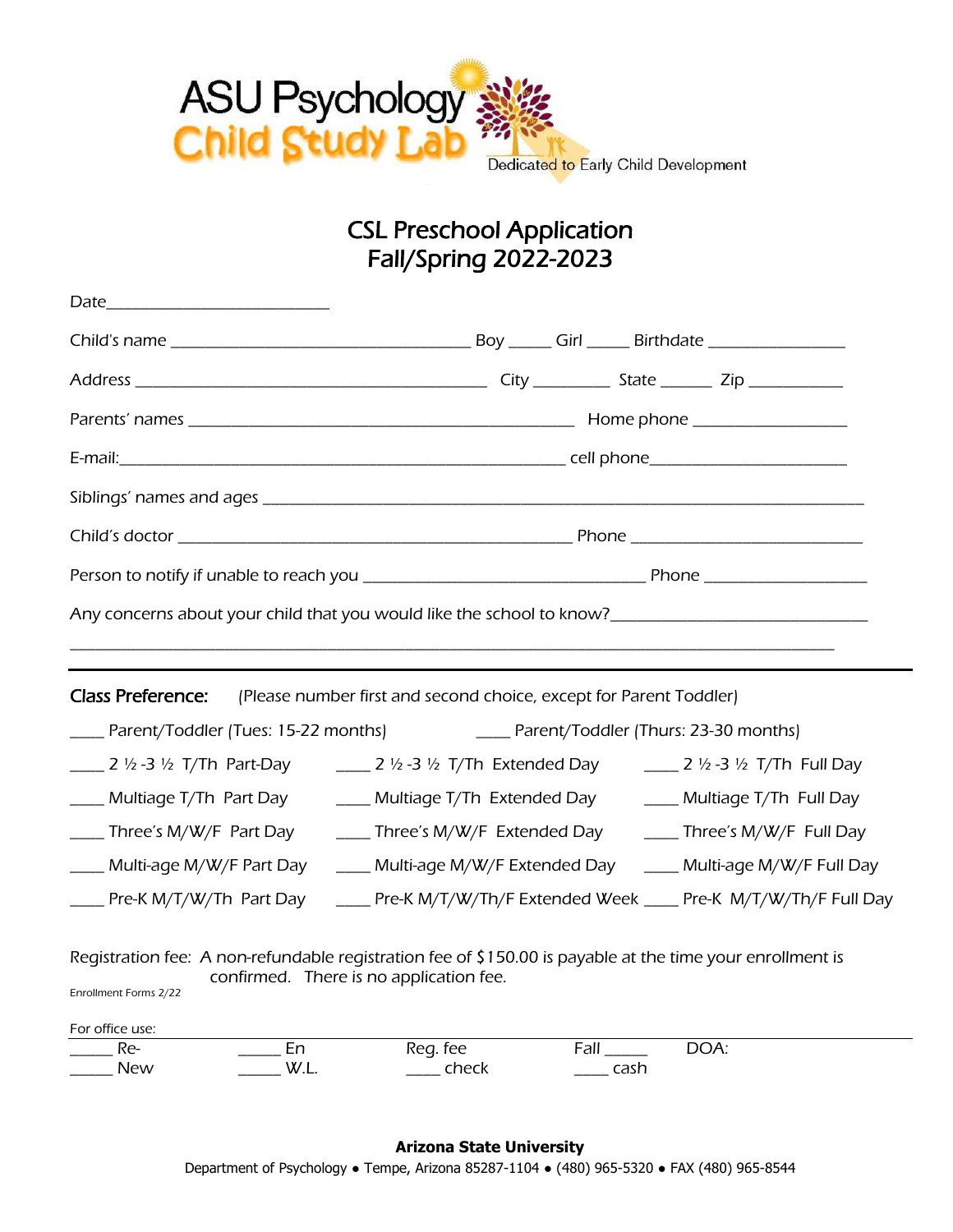ASU Psychology
Child Study Lab
Dedicated to Early Child Development

# CSL Preschool Application
## Fall/Spring 2022-2023

Date___________________________

Child's name ____________________________________ Boy _____ Girl _____ Birthdate ________________

Address __________________________________________ City _________ State ______ Zip ___________

Parents' names ______________________________________________ Home phone __________________

E-mail:_____________________________________________________ cell phone_______________________

Siblings' names and ages ________________________________________________________________________

Child's doctor _______________________________________________ Phone ____________________________

Person to notify if unable to reach you __________________________________ Phone ____________________

Any concerns about your child that you would like the school to know?______________________________

______________________________________________________________________________________________

**Class Preference:** (Please number first and second choice, except for Parent Toddler)

____ Parent/Toddler (Tues: 15-22 months) ____ Parent/Toddler (Thurs: 23-30 months)

____ 2 ½ -3 ½ T/Th Part-Day ____ 2 ½ -3 ½ T/Th Extended Day ____ 2 ½ -3 ½ T/Th Full Day

____ Multiage T/Th Part Day ____ Multiage T/Th Extended Day ____ Multiage T/Th Full Day

____ Three's M/W/F Part Day ____ Three's M/W/F Extended Day ____ Three's M/W/F Full Day

____ Multi-age M/W/F Part Day ____ Multi-age M/W/F Extended Day ____ Multi-age M/W/F Full Day

____ Pre-K M/T/W/Th Part Day ____ Pre-K M/T/W/Th/F Extended Week ____ Pre-K M/T/W/Th/F Full Day

Registration fee: A non-refundable registration fee of $150.00 is payable at the time your enrollment is confirmed. There is no application fee.

Enrollment Forms 2/22

For office use:

| | | | | |
|---|---|---|---|---|
| ______ Re- | ______ En | Reg. fee | Fall ______ | DOA: |
| ______ New | ______ W.L. | ____ check | ____ cash | |

**Arizona State University**
Department of Psychology • Tempe, Arizona 85287-1104 • (480) 965-5320 • FAX (480) 965-8544